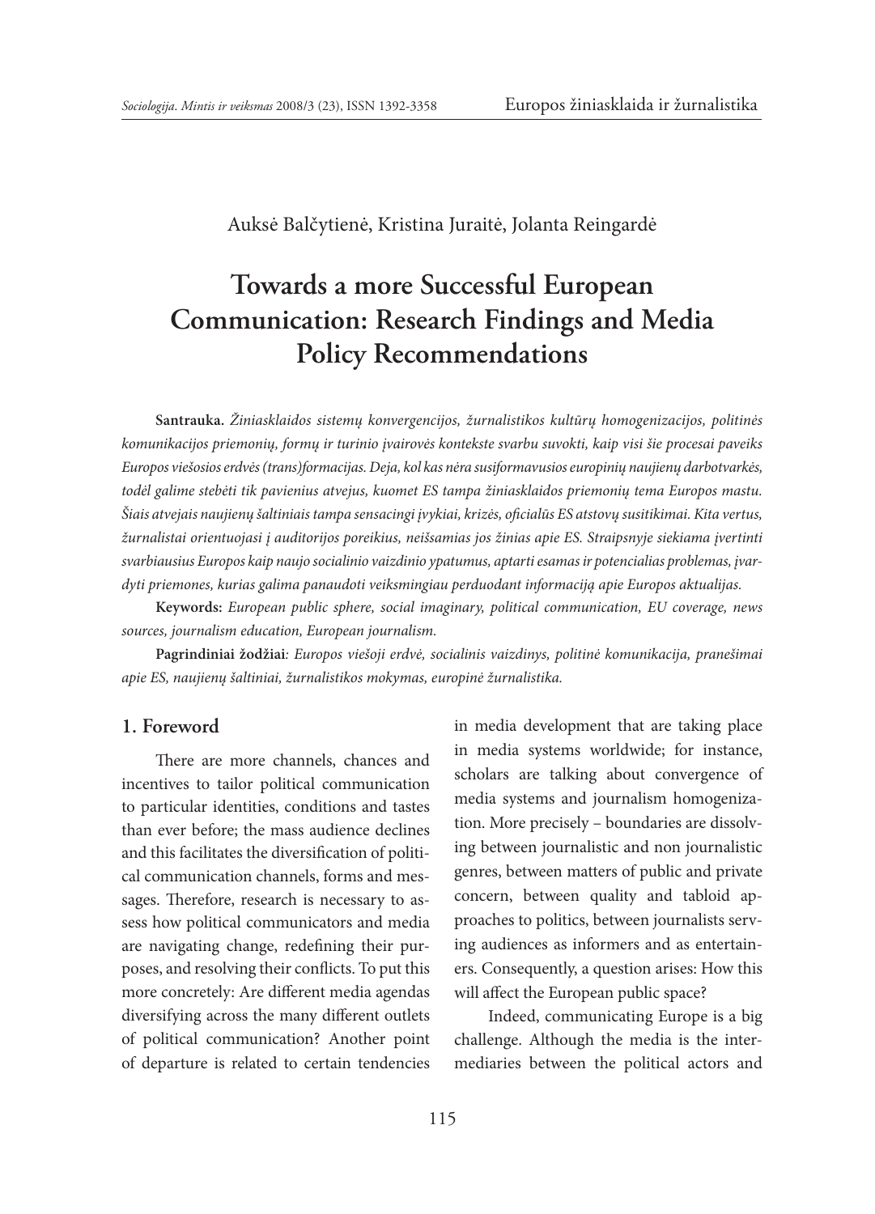Auksė Balčytienė, Kristina Juraitė, Jolanta Reingardė

# Towards a more Successful European Communication: Research Findings and Media Policy Recommendations

**Santrauka.** *Žiniasklaidos sistemų konvergencijos, žurnalistikos kultūrų homogenizacijos, politinės komunikacijos priemonių, formų ir turinio įvairovės kontekste svarbu suvokti, kaip visi šie procesai paveiks Europos viešosios erdvės (trans)formacijas. Deja, kol kas nėra susiformavusios europinių naujienų darbotvarkės, todėl galime stebėti tik pavienius atvejus, kuomet ES tampa žiniasklaidos priemonių tema Europos mastu. Šiais atvejais naujienų šaltiniais tampa sensacingi įvykiai, krizės, oficialūs ES atstovų susitikimai. Kita vertus, žurnalistai orientuojasi į auditorijos poreikius, neišsamias jos žinias apie ES. Straipsnyje siekiama įvertinti svarbiausius Europos kaip naujo socialinio vaizdinio ypatumus, aptarti esamas ir potencialias problemas, įvardyti priemones, kurias galima panaudoti veiksmingiau perduodant informaciją apie Europos aktualijas.*

**Keywords:** *European public sphere, social imaginary, political communication, EU coverage, news sources, journalism education, European journalism.*

**Pagrindiniai žodžiai***: Europos viešoji erdvė, socialinis vaizdinys, politinė komunikacija, pranešimai apie ES, naujienų šaltiniai, žurnalistikos mokymas, europinė žurnalistika.*

## 1. Foreword

There are more channels, chances and incentives to tailor political communication to particular identities, conditions and tastes than ever before; the mass audience declines and this facilitates the diversification of political communication channels, forms and messages. Therefore, research is necessary to assess how political communicators and media are navigating change, redefining their purposes, and resolving their conflicts. To put this more concretely: Are different media agendas diversifying across the many different outlets of political communication? Another point of departure is related to certain tendencies in media development that are taking place in media systems worldwide; for instance, scholars are talking about convergence of media systems and journalism homogenization. More precisely – boundaries are dissolving between journalistic and non journalistic genres, between matters of public and private concern, between quality and tabloid approaches to politics, between journalists serving audiences as informers and as entertainers. Consequently, a question arises: How this will affect the European public space?

Indeed, communicating Europe is a big challenge. Although the media is the intermediaries between the political actors and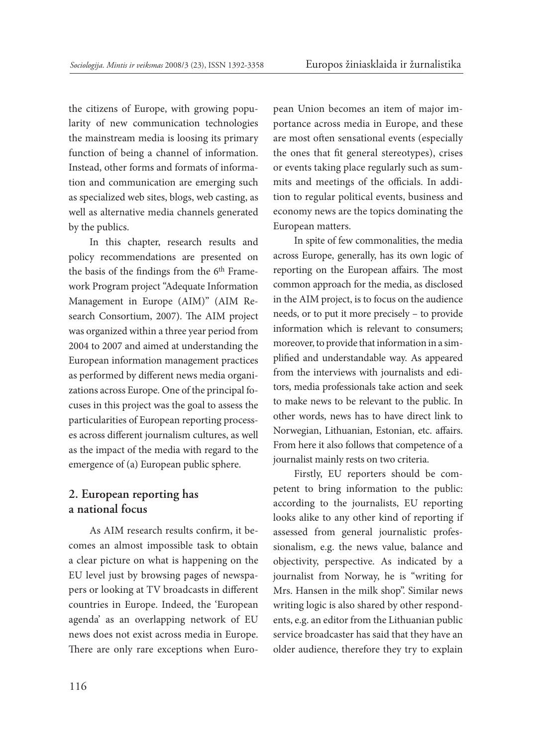the citizens of Europe, with growing popularity of new communication technologies the mainstream media is loosing its primary function of being a channel of information. Instead, other forms and formats of information and communication are emerging such as specialized web sites, blogs, web casting, as well as alternative media channels generated by the publics.

In this chapter, research results and policy recommendations are presented on the basis of the findings from the 6th Framework Program project "Adequate Information Management in Europe (AIM)" (AIM Research Consortium, 2007). The AIM project was organized within a three year period from 2004 to 2007 and aimed at understanding the European information management practices as performed by different news media organizations across Europe. One of the principal focuses in this project was the goal to assess the particularities of European reporting processes across different journalism cultures, as well as the impact of the media with regard to the emergence of (a) European public sphere.

## 2. European reporting has a national focus

As AIM research results confirm, it becomes an almost impossible task to obtain a clear picture on what is happening on the EU level just by browsing pages of newspapers or looking at TV broadcasts in different countries in Europe. Indeed, the 'European agenda' as an overlapping network of EU news does not exist across media in Europe. There are only rare exceptions when European Union becomes an item of major importance across media in Europe, and these are most often sensational events (especially the ones that fit general stereotypes), crises or events taking place regularly such as summits and meetings of the officials. In addition to regular political events, business and economy news are the topics dominating the European matters.

In spite of few commonalities, the media across Europe, generally, has its own logic of reporting on the European affairs. The most common approach for the media, as disclosed in the AIM project, is to focus on the audience needs, or to put it more precisely – to provide information which is relevant to consumers; moreover, to provide that information in a simplified and understandable way. As appeared from the interviews with journalists and editors, media professionals take action and seek to make news to be relevant to the public. In other words, news has to have direct link to Norwegian, Lithuanian, Estonian, etc. affairs. From here it also follows that competence of a journalist mainly rests on two criteria.

Firstly, EU reporters should be competent to bring information to the public: according to the journalists, EU reporting looks alike to any other kind of reporting if assessed from general journalistic professionalism, e.g. the news value, balance and objectivity, perspective. As indicated by a journalist from Norway, he is "writing for Mrs. Hansen in the milk shop". Similar news writing logic is also shared by other respondents, e.g. an editor from the Lithuanian public service broadcaster has said that they have an older audience, therefore they try to explain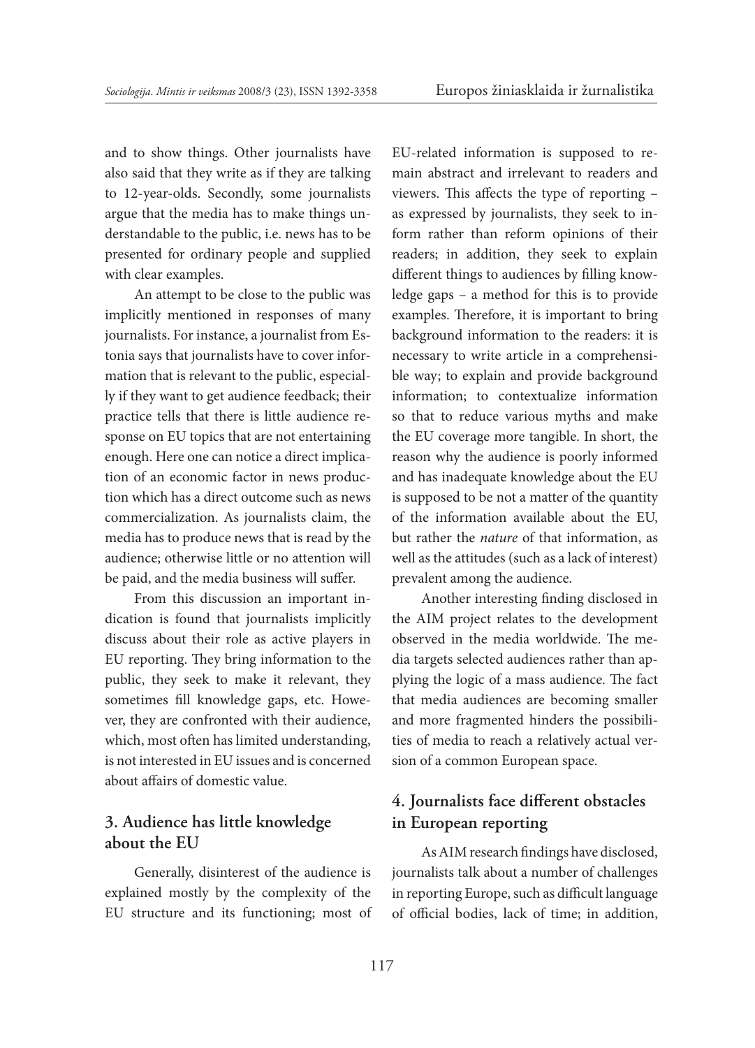and to show things. Other journalists have also said that they write as if they are talking to 12-year-olds. Secondly, some journalists argue that the media has to make things understandable to the public, i.e. news has to be presented for ordinary people and supplied with clear examples.

An attempt to be close to the public was implicitly mentioned in responses of many journalists. For instance, a journalist from Estonia says that journalists have to cover information that is relevant to the public, especially if they want to get audience feedback; their practice tells that there is little audience response on EU topics that are not entertaining enough. Here one can notice a direct implication of an economic factor in news production which has a direct outcome such as news commercialization. As journalists claim, the media has to produce news that is read by the audience; otherwise little or no attention will be paid, and the media business will suffer.

From this discussion an important indication is found that journalists implicitly discuss about their role as active players in EU reporting. They bring information to the public, they seek to make it relevant, they sometimes fill knowledge gaps, etc. However, they are confronted with their audience, which, most often has limited understanding, is not interested in EU issues and is concerned about affairs of domestic value.

## 3. Audience has little knowledge about the EU

Generally, disinterest of the audience is explained mostly by the complexity of the EU structure and its functioning; most of EU-related information is supposed to remain abstract and irrelevant to readers and viewers. This affects the type of reporting – as expressed by journalists, they seek to inform rather than reform opinions of their readers; in addition, they seek to explain different things to audiences by filling knowledge gaps – a method for this is to provide examples. Therefore, it is important to bring background information to the readers: it is necessary to write article in a comprehensible way; to explain and provide background information; to contextualize information so that to reduce various myths and make the EU coverage more tangible. In short, the reason why the audience is poorly informed and has inadequate knowledge about the EU is supposed to be not a matter of the quantity of the information available about the EU, but rather the *nature* of that information, as well as the attitudes (such as a lack of interest) prevalent among the audience.

Another interesting finding disclosed in the AIM project relates to the development observed in the media worldwide. The media targets selected audiences rather than applying the logic of a mass audience. The fact that media audiences are becoming smaller and more fragmented hinders the possibilities of media to reach a relatively actual version of a common European space.

## 4. Journalists face different obstacles in European reporting

As AIM research findings have disclosed, journalists talk about a number of challenges in reporting Europe, such as difficult language of official bodies, lack of time; in addition,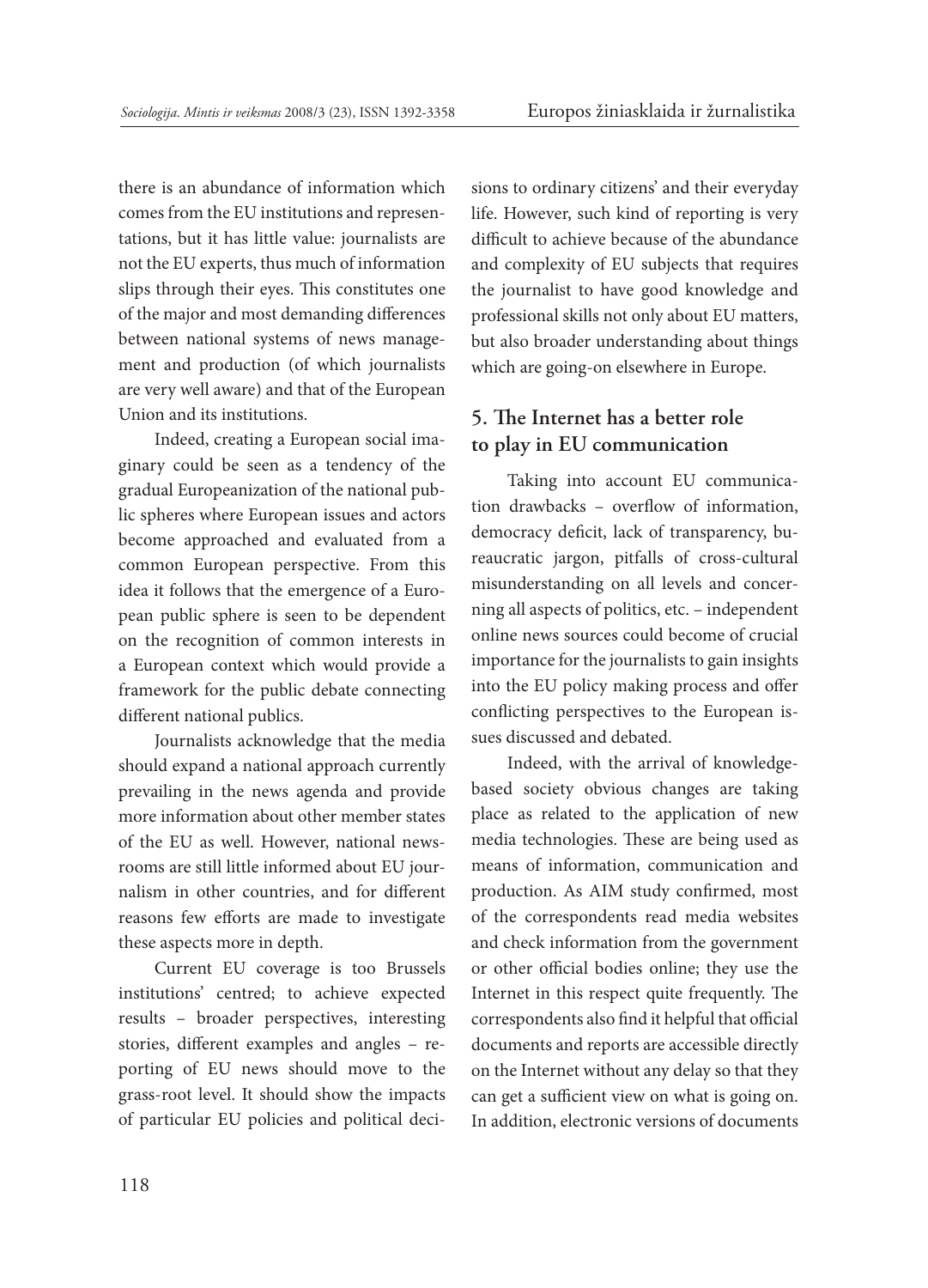there is an abundance of information which comes from the EU institutions and representations, but it has little value: journalists are not the EU experts, thus much of information slips through their eyes. This constitutes one of the major and most demanding differences between national systems of news management and production (of which journalists are very well aware) and that of the European Union and its institutions.

Indeed, creating a European social imaginary could be seen as a tendency of the gradual Europeanization of the national public spheres where European issues and actors become approached and evaluated from a common European perspective. From this idea it follows that the emergence of a European public sphere is seen to be dependent on the recognition of common interests in a European context which would provide a framework for the public debate connecting different national publics.

Journalists acknowledge that the media should expand a national approach currently prevailing in the news agenda and provide more information about other member states of the EU as well. However, national newsrooms are still little informed about EU journalism in other countries, and for different reasons few efforts are made to investigate these aspects more in depth.

Current EU coverage is too Brussels institutions' centred; to achieve expected results – broader perspectives, interesting stories, different examples and angles – reporting of EU news should move to the grass-root level. It should show the impacts of particular EU policies and political decisions to ordinary citizens' and their everyday life. However, such kind of reporting is very difficult to achieve because of the abundance and complexity of EU subjects that requires the journalist to have good knowledge and professional skills not only about EU matters, but also broader understanding about things which are going-on elsewhere in Europe.

## 5. The Internet has a better role to play in EU communication

Taking into account EU communication drawbacks – overflow of information, democracy deficit, lack of transparency, bureaucratic jargon, pitfalls of cross-cultural misunderstanding on all levels and concerning all aspects of politics, etc. – independent online news sources could become of crucial importance for the journalists to gain insights into the EU policy making process and offer conflicting perspectives to the European issues discussed and debated.

Indeed, with the arrival of knowledge-based society obvious changes are taking place as related to the application of new media technologies. These are being used as means of information, communication and production. As AIM study confirmed, most of the correspondents read media websites and check information from the government or other official bodies online; they use the Internet in this respect quite frequently. The correspondents also find it helpful that official documents and reports are accessible directly on the Internet without any delay so that they can get a sufficient view on what is going on. In addition, electronic versions of documents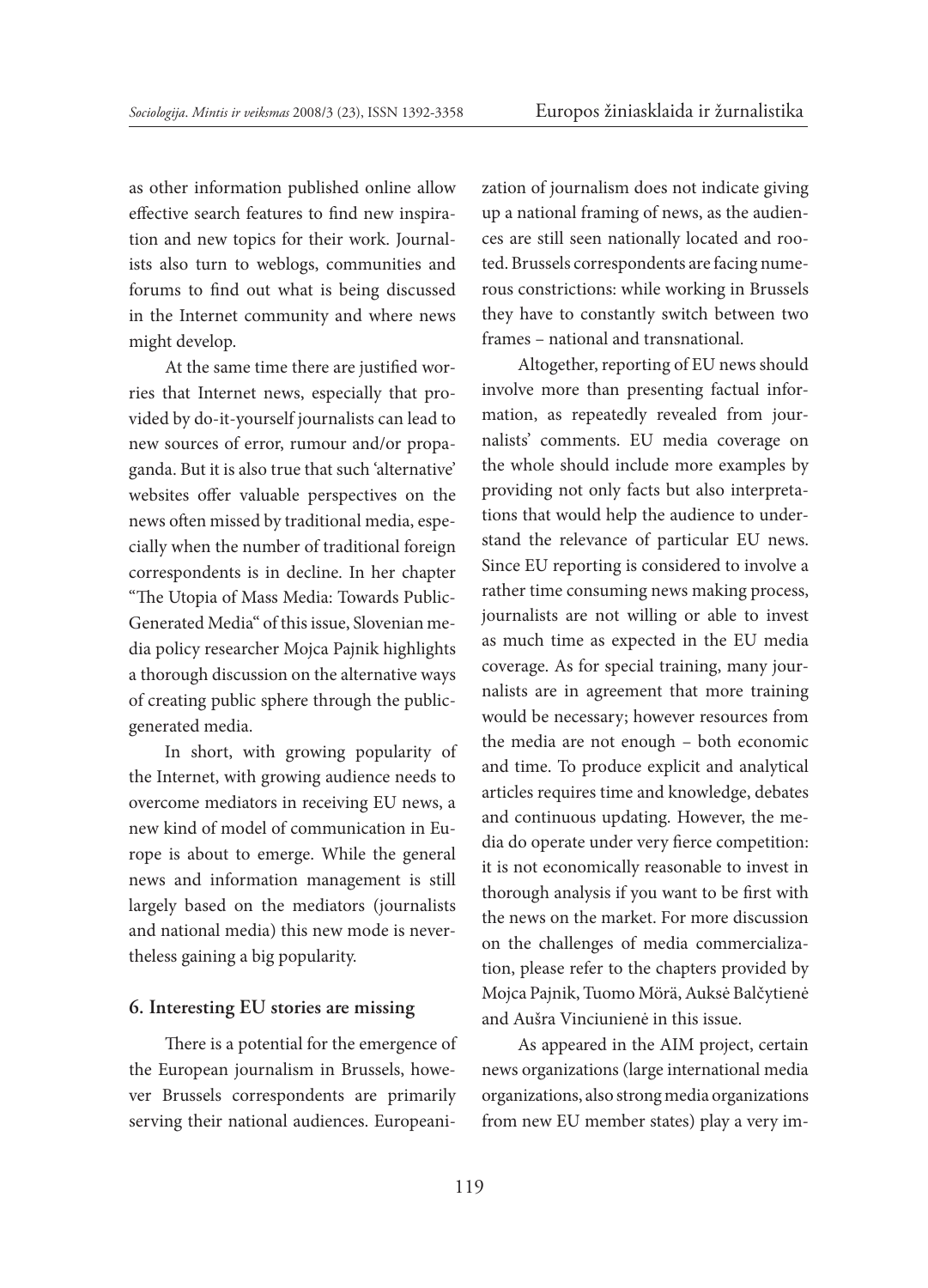as other information published online allow effective search features to find new inspiration and new topics for their work. Journalists also turn to weblogs, communities and forums to find out what is being discussed in the Internet community and where news might develop.

At the same time there are justified worries that Internet news, especially that provided by do-it-yourself journalists can lead to new sources of error, rumour and/or propaganda. But it is also true that such 'alternative' websites offer valuable perspectives on the news often missed by traditional media, especially when the number of traditional foreign correspondents is in decline. In her chapter "The Utopia of Mass Media: Towards Public-Generated Media" of this issue, Slovenian media policy researcher Mojca Pajnik highlights a thorough discussion on the alternative ways of creating public sphere through the public-generated media.

In short, with growing popularity of the Internet, with growing audience needs to overcome mediators in receiving EU news, a new kind of model of communication in Europe is about to emerge. While the general news and information management is still largely based on the mediators (journalists and national media) this new mode is nevertheless gaining a big popularity.

### 6. Interesting EU stories are missing

There is a potential for the emergence of the European journalism in Brussels, however Brussels correspondents are primarily serving their national audiences. Europeanization of journalism does not indicate giving up a national framing of news, as the audiences are still seen nationally located and rooted. Brussels correspondents are facing numerous constrictions: while working in Brussels they have to constantly switch between two frames – national and transnational.

Altogether, reporting of EU news should involve more than presenting factual information, as repeatedly revealed from journalists' comments. EU media coverage on the whole should include more examples by providing not only facts but also interpretations that would help the audience to understand the relevance of particular EU news. Since EU reporting is considered to involve a rather time consuming news making process, journalists are not willing or able to invest as much time as expected in the EU media coverage. As for special training, many journalists are in agreement that more training would be necessary; however resources from the media are not enough – both economic and time. To produce explicit and analytical articles requires time and knowledge, debates and continuous updating. However, the media do operate under very fierce competition: it is not economically reasonable to invest in thorough analysis if you want to be first with the news on the market. For more discussion on the challenges of media commercialization, please refer to the chapters provided by Mojca Pajnik, Tuomo Mörä, Auksė Balčytienė and Aušra Vinciunienė in this issue.

As appeared in the AIM project, certain news organizations (large international media organizations, also strong media organizations from new EU member states) play a very im-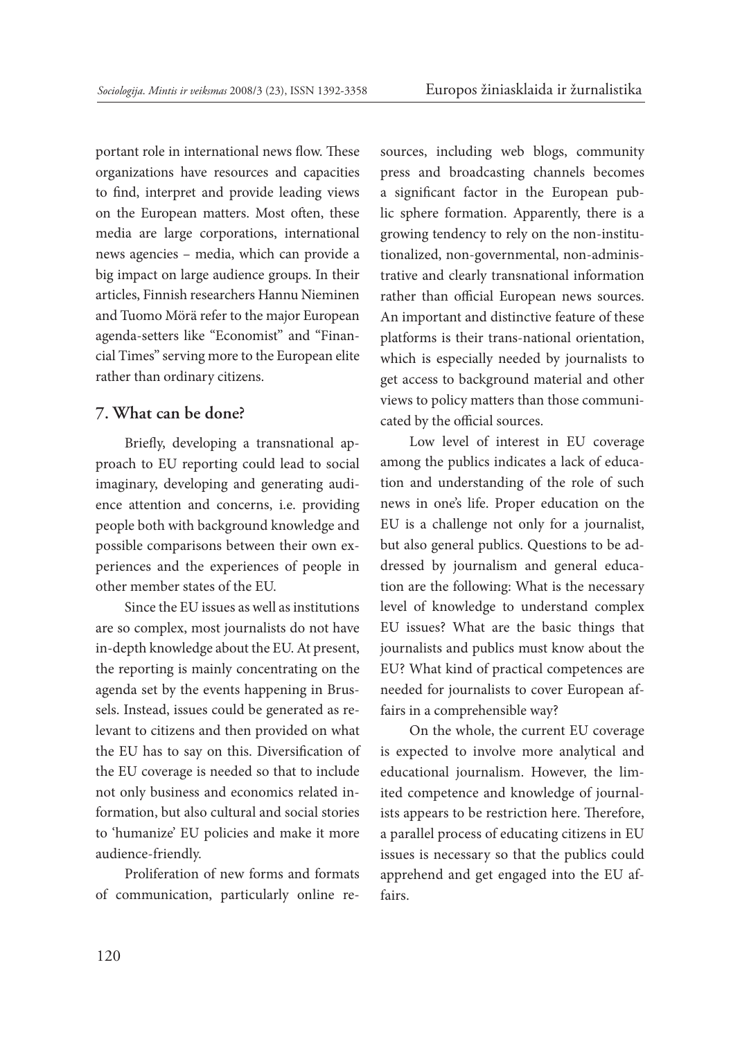portant role in international news flow. These organizations have resources and capacities to find, interpret and provide leading views on the European matters. Most often, these media are large corporations, international news agencies – media, which can provide a big impact on large audience groups. In their articles, Finnish researchers Hannu Nieminen and Tuomo Mörä refer to the major European agenda-setters like "Economist" and "Financial Times" serving more to the European elite rather than ordinary citizens.

## 7. What can be done?

Briefly, developing a transnational approach to EU reporting could lead to social imaginary, developing and generating audience attention and concerns, i.e. providing people both with background knowledge and possible comparisons between their own experiences and the experiences of people in other member states of the EU.

Since the EU issues as well as institutions are so complex, most journalists do not have in-depth knowledge about the EU. At present, the reporting is mainly concentrating on the agenda set by the events happening in Brussels. Instead, issues could be generated as relevant to citizens and then provided on what the EU has to say on this. Diversification of the EU coverage is needed so that to include not only business and economics related information, but also cultural and social stories to 'humanize' EU policies and make it more audience-friendly.

Proliferation of new forms and formats of communication, particularly online resources, including web blogs, community press and broadcasting channels becomes a significant factor in the European public sphere formation. Apparently, there is a growing tendency to rely on the non-institutionalized, non-governmental, non-administrative and clearly transnational information rather than official European news sources. An important and distinctive feature of these platforms is their trans-national orientation, which is especially needed by journalists to get access to background material and other views to policy matters than those communicated by the official sources.

Low level of interest in EU coverage among the publics indicates a lack of education and understanding of the role of such news in one's life. Proper education on the EU is a challenge not only for a journalist, but also general publics. Questions to be addressed by journalism and general education are the following: What is the necessary level of knowledge to understand complex EU issues? What are the basic things that journalists and publics must know about the EU? What kind of practical competences are needed for journalists to cover European affairs in a comprehensible way?

On the whole, the current EU coverage is expected to involve more analytical and educational journalism. However, the limited competence and knowledge of journalists appears to be restriction here. Therefore, a parallel process of educating citizens in EU issues is necessary so that the publics could apprehend and get engaged into the EU affairs.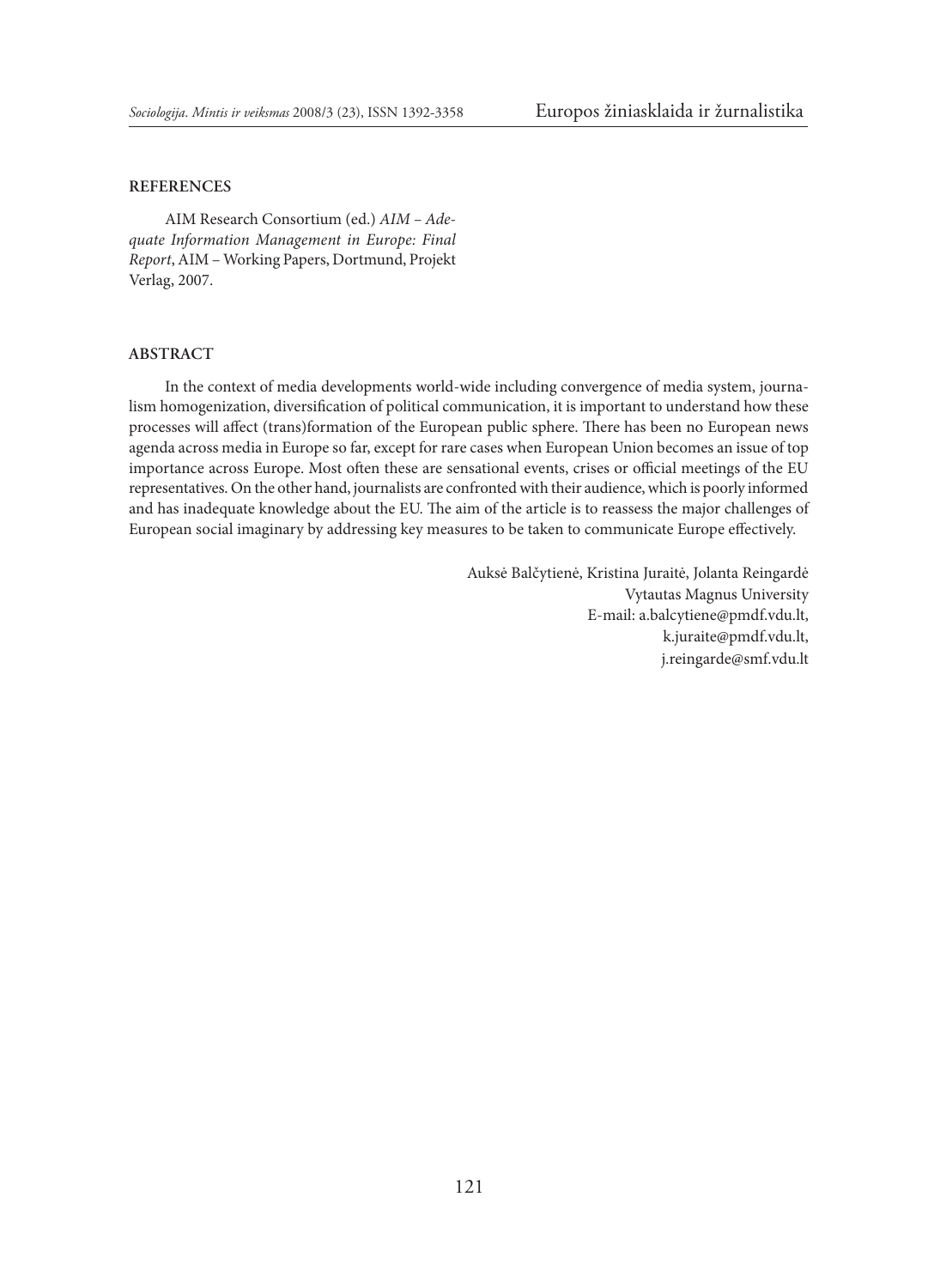## REFERENCES

AIM Research Consortium (ed.) *AIM – Adequate Information Management in Europe: Final Report*, AIM – Working Papers, Dortmund, Projekt Verlag, 2007.

## ABSTRACT

In the context of media developments world-wide including convergence of media system, journalism homogenization, diversification of political communication, it is important to understand how these processes will affect (trans)formation of the European public sphere. There has been no European news agenda across media in Europe so far, except for rare cases when European Union becomes an issue of top importance across Europe. Most often these are sensational events, crises or official meetings of the EU representatives. On the other hand, journalists are confronted with their audience, which is poorly informed and has inadequate knowledge about the EU. The aim of the article is to reassess the major challenges of European social imaginary by addressing key measures to be taken to communicate Europe effectively.

Auksė Balčytienė, Kristina Juraitė, Jolanta Reingardė
Vytautas Magnus University
E-mail: a.balcytiene@pmdf.vdu.lt,
k.juraite@pmdf.vdu.lt,
j.reingarde@smf.vdu.lt